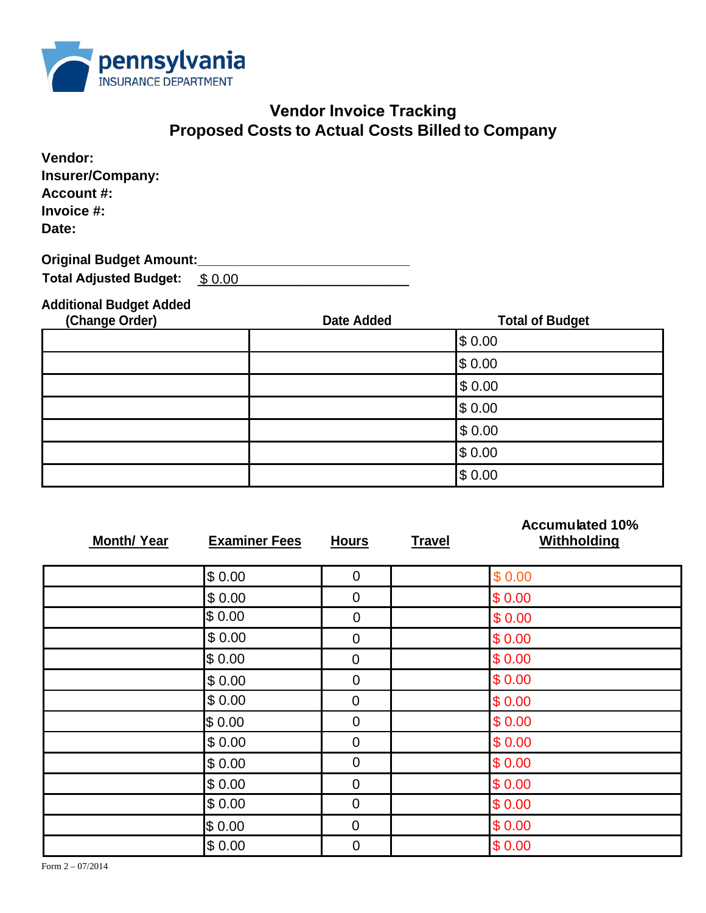pennsylvania
INSURANCE DEPARTMENT

# Vendor Invoice Tracking
## Proposed Costs to Actual Costs Billed to Company

**Vendor:**
**Insurer/Company:**
**Account #:**
**Invoice #:**
**Date:**

**Original Budget Amount:**_____________________________

**Total Adjusted Budget:** $ 0.00______________________

**Additional Budget Added**

| (Change Order) | Date Added | Total of Budget |
|---|---|---|
| | | $ 0.00 |
| | | $ 0.00 |
| | | $ 0.00 |
| | | $ 0.00 |
| | | $ 0.00 |
| | | $ 0.00 |
| | | $ 0.00 |

| Month/ Year | Examiner Fees | Hours | Travel | Accumulated 10% Withholding |
|---|---|---|---|---|
| | $ 0.00 | 0 | | $ 0.00 |
| | $ 0.00 | 0 | | $ 0.00 |
| | $ 0.00 | 0 | | $ 0.00 |
| | $ 0.00 | 0 | | $ 0.00 |
| | $ 0.00 | 0 | | $ 0.00 |
| | $ 0.00 | 0 | | $ 0.00 |
| | $ 0.00 | 0 | | $ 0.00 |
| | $ 0.00 | 0 | | $ 0.00 |
| | $ 0.00 | 0 | | $ 0.00 |
| | $ 0.00 | 0 | | $ 0.00 |
| | $ 0.00 | 0 | | $ 0.00 |
| | $ 0.00 | 0 | | $ 0.00 |
| | $ 0.00 | 0 | | $ 0.00 |
| | $ 0.00 | 0 | | $ 0.00 |

Form 2 – 07/2014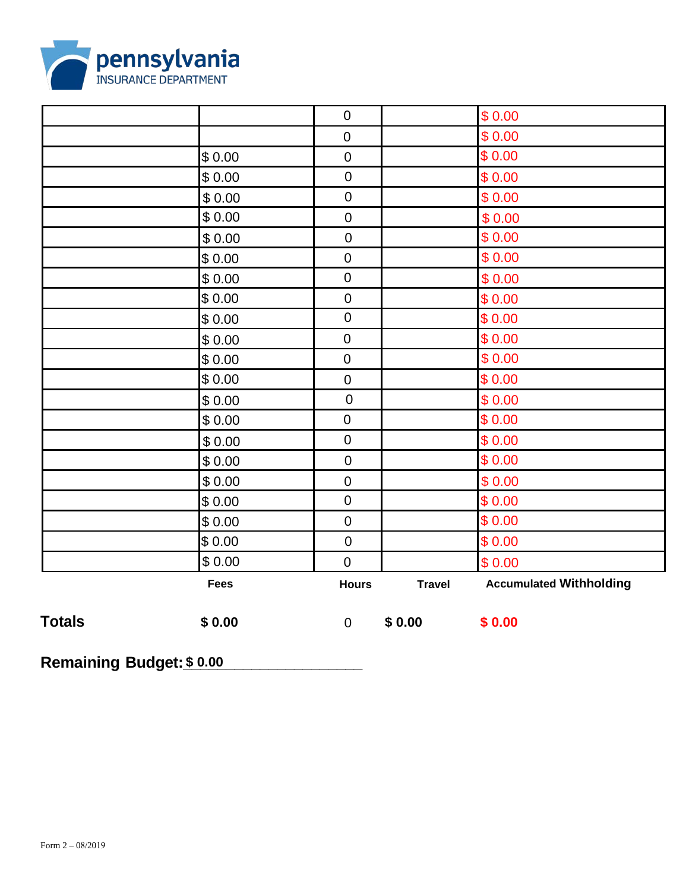| | | | | |
|---|---|---|---|---|
| | | 0 | | $ 0.00 |
| | | 0 | | $ 0.00 |
| | $ 0.00 | 0 | | $ 0.00 |
| | $ 0.00 | 0 | | $ 0.00 |
| | $ 0.00 | 0 | | $ 0.00 |
| | $ 0.00 | 0 | | $ 0.00 |
| | $ 0.00 | 0 | | $ 0.00 |
| | $ 0.00 | 0 | | $ 0.00 |
| | $ 0.00 | 0 | | $ 0.00 |
| | $ 0.00 | 0 | | $ 0.00 |
| | $ 0.00 | 0 | | $ 0.00 |
| | $ 0.00 | 0 | | $ 0.00 |
| | $ 0.00 | 0 | | $ 0.00 |
| | $ 0.00 | 0 | | $ 0.00 |
| | $ 0.00 | 0 | | $ 0.00 |
| | $ 0.00 | 0 | | $ 0.00 |
| | $ 0.00 | 0 | | $ 0.00 |
| | $ 0.00 | 0 | | $ 0.00 |
| | $ 0.00 | 0 | | $ 0.00 |
| | $ 0.00 | 0 | | $ 0.00 |
| | $ 0.00 | 0 | | $ 0.00 |
| | $ 0.00 | 0 | | $ 0.00 |
| | $ 0.00 | 0 | | $ 0.00 |
| | **Fees** | **Hours** | **Travel** | **Accumulated Withholding** |
| **Totals** | **$ 0.00** | 0 | **$ 0.00** | **$ 0.00** |

**Remaining Budget:** **$ 0.00**

Form 2 – 08/2019